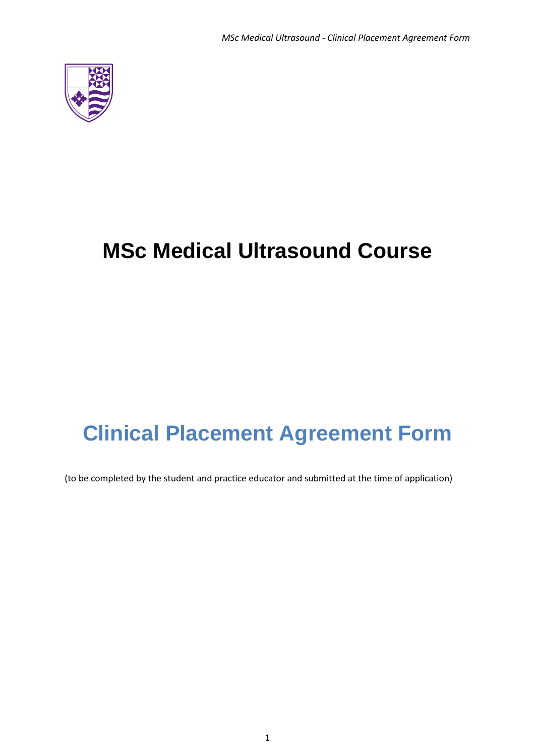# MSc Medical Ultrasound Course

## Clinical Placement Agreement Form

(to be completed by the student and practice educator and submitted at the time of application)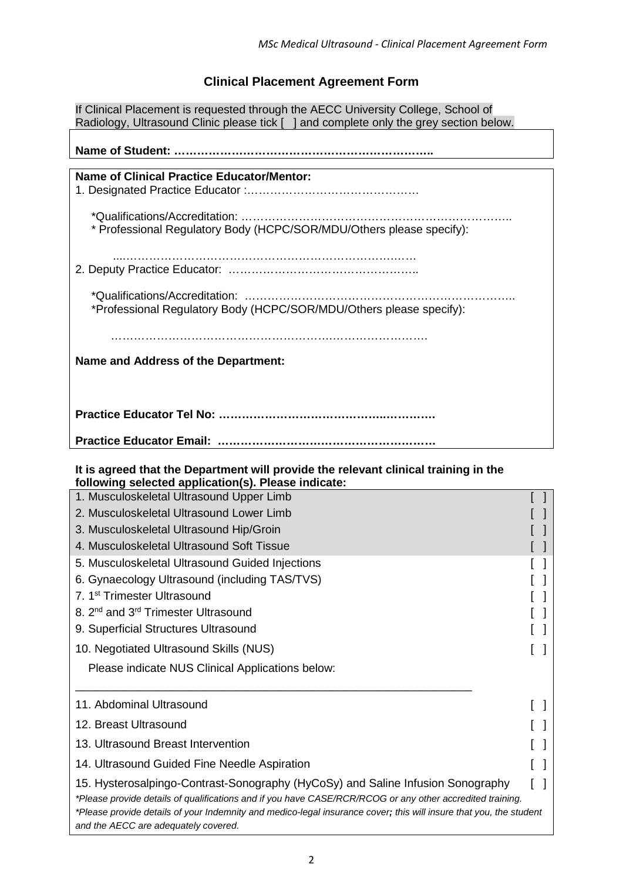# Clinical Placement Agreement Form

If Clinical Placement is requested through the AECC University College, School of Radiology, Ultrasound Clinic please tick [ ] and complete only the grey section below.

**Name of Student: …………………………………………………………..**

**Name of Clinical Practice Educator/Mentor:**

1. Designated Practice Educator :………………………………………

   *Qualifications/Accreditation: ……………………………………………………………..
   
   * Professional Regulatory Body (HCPC/SOR/MDU/Others please specify):

   ..…………………………………………………………….….…

2. Deputy Practice Educator: …………………………………………..

   *Qualifications/Accreditation: ……………………………………………………………..
   
   *Professional Regulatory Body (HCPC/SOR/MDU/Others please specify):

   ……………………………………………………….……………….

**Name and Address of the Department:**

**Practice Educator Tel No: …………………………………..………….**

**Practice Educator Email: …………………………………………………**

**It is agreed that the Department will provide the relevant clinical training in the following selected application(s). Please indicate:**

| Application | |
|---|---|
| 1. Musculoskeletal Ultrasound Upper Limb | [ ] |
| 2. Musculoskeletal Ultrasound Lower Limb | [ ] |
| 3. Musculoskeletal Ultrasound Hip/Groin | [ ] |
| 4. Musculoskeletal Ultrasound Soft Tissue | [ ] |
| 5. Musculoskeletal Ultrasound Guided Injections | [ ] |
| 6. Gynaecology Ultrasound (including TAS/TVS) | [ ] |
| 7. 1st Trimester Ultrasound | [ ] |
| 8. 2nd and 3rd Trimester Ultrasound | [ ] |
| 9. Superficial Structures Ultrasound | [ ] |
| 10. Negotiated Ultrasound Skills (NUS) | [ ] |
| Please indicate NUS Clinical Applications below: ______________________________________________ | |
| 11. Abdominal Ultrasound | [ ] |
| 12. Breast Ultrasound | [ ] |
| 13. Ultrasound Breast Intervention | [ ] |
| 14. Ultrasound Guided Fine Needle Aspiration | [ ] |
| 15. Hysterosalpingo-Contrast-Sonography (HyCoSy) and Saline Infusion Sonography | [ ] |

*\*Please provide details of qualifications and if you have CASE/RCR/RCOG or any other accredited training.*

*\*Please provide details of your Indemnity and medico-legal insurance cover; this will insure that you, the student and the AECC are adequately covered.*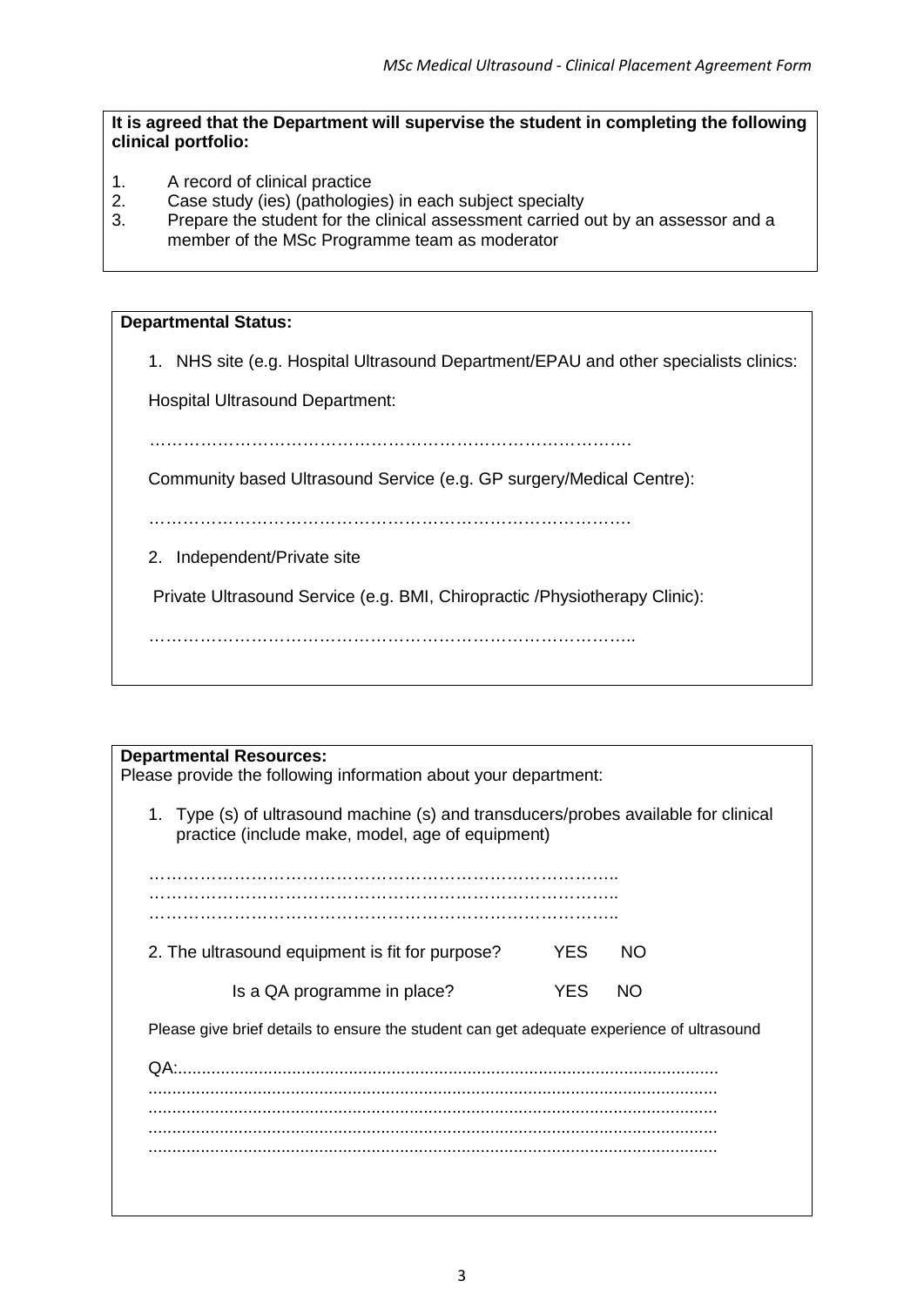**It is agreed that the Department will supervise the student in completing the following clinical portfolio:**

1. A record of clinical practice
2. Case study (ies) (pathologies) in each subject specialty
3. Prepare the student for the clinical assessment carried out by an assessor and a member of the MSc Programme team as moderator

**Departmental Status:**

1. NHS site (e.g. Hospital Ultrasound Department/EPAU and other specialists clinics:

Hospital Ultrasound Department:

…………………………………………………………………………

Community based Ultrasound Service (e.g. GP surgery/Medical Centre):

…………………………………………………………………………

2. Independent/Private site

Private Ultrasound Service (e.g. BMI, Chiropractic /Physiotherapy Clinic):

…………………………………………………………………………..

**Departmental Resources:**
Please provide the following information about your department:

1. Type (s) of ultrasound machine (s) and transducers/probes available for clinical practice (include make, model, age of equipment)

……………………………………………………………………….
……………………………………………………………………….
……………………………………………………………………….

2. The ultrasound equipment is fit for purpose? YES NO

Is a QA programme in place? YES NO

Please give brief details to ensure the student can get adequate experience of ultrasound

QA:...............................................................................................................
......................................................................................................................
......................................................................................................................
......................................................................................................................
......................................................................................................................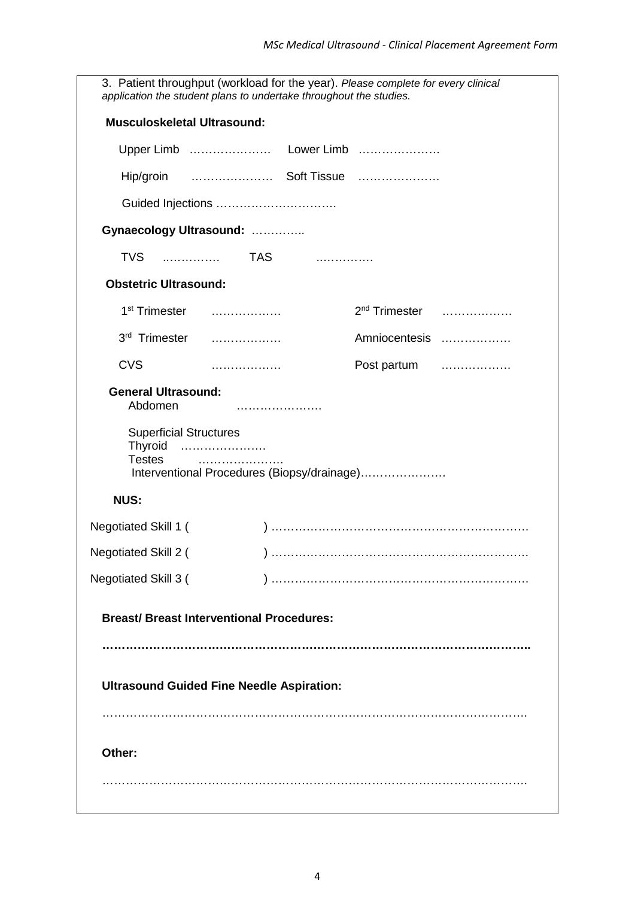3. Patient throughput (workload for the year). *Please complete for every clinical application the student plans to undertake throughout the studies.*

**Musculoskeletal Ultrasound:**

Upper Limb ………………… Lower Limb …………………

Hip/groin ………………… Soft Tissue …………………

Guided Injections ………………………….

**Gynaecology Ultrasound:** …………..

TVS ….…………. TAS ….………….

**Obstetric Ultrasound:**

1st Trimester ……………… 2nd Trimester ………………

3rd Trimester ……………… Amniocentesis ………………

CVS ……………… Post partum ………………

**General Ultrasound:**

Abdomen ………………….

Superficial Structures

Thyroid ………………….

Testes ………………….

Interventional Procedures (Biopsy/drainage)………………….

**NUS:**

Negotiated Skill 1 ( ) ………………………………………………………

Negotiated Skill 2 ( ) ………………………………………………………

Negotiated Skill 3 ( ) ………………………………………………………

**Breast/ Breast Interventional Procedures:**

**……………………………………………………………………………………………..**

**Ultrasound Guided Fine Needle Aspiration:**

……………………………………………………………………………………………..

**Other:**

……………………………………………………………………………………………..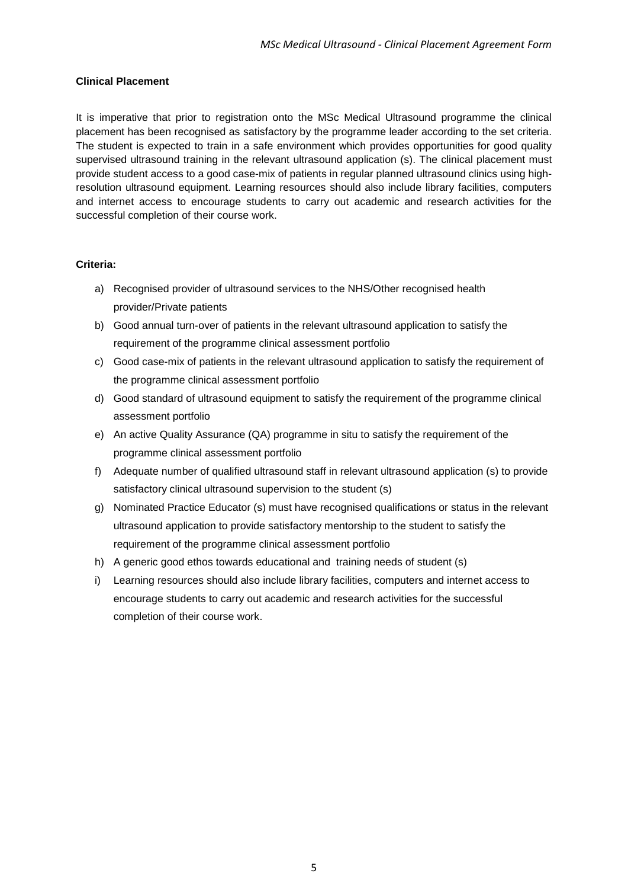**Clinical Placement**

It is imperative that prior to registration onto the MSc Medical Ultrasound programme the clinical placement has been recognised as satisfactory by the programme leader according to the set criteria. The student is expected to train in a safe environment which provides opportunities for good quality supervised ultrasound training in the relevant ultrasound application (s). The clinical placement must provide student access to a good case-mix of patients in regular planned ultrasound clinics using high-resolution ultrasound equipment. Learning resources should also include library facilities, computers and internet access to encourage students to carry out academic and research activities for the successful completion of their course work.

**Criteria:**

a) Recognised provider of ultrasound services to the NHS/Other recognised health provider/Private patients
b) Good annual turn-over of patients in the relevant ultrasound application to satisfy the requirement of the programme clinical assessment portfolio
c) Good case-mix of patients in the relevant ultrasound application to satisfy the requirement of the programme clinical assessment portfolio
d) Good standard of ultrasound equipment to satisfy the requirement of the programme clinical assessment portfolio
e) An active Quality Assurance (QA) programme in situ to satisfy the requirement of the programme clinical assessment portfolio
f) Adequate number of qualified ultrasound staff in relevant ultrasound application (s) to provide satisfactory clinical ultrasound supervision to the student (s)
g) Nominated Practice Educator (s) must have recognised qualifications or status in the relevant ultrasound application to provide satisfactory mentorship to the student to satisfy the requirement of the programme clinical assessment portfolio
h) A generic good ethos towards educational and training needs of student (s)
i) Learning resources should also include library facilities, computers and internet access to encourage students to carry out academic and research activities for the successful completion of their course work.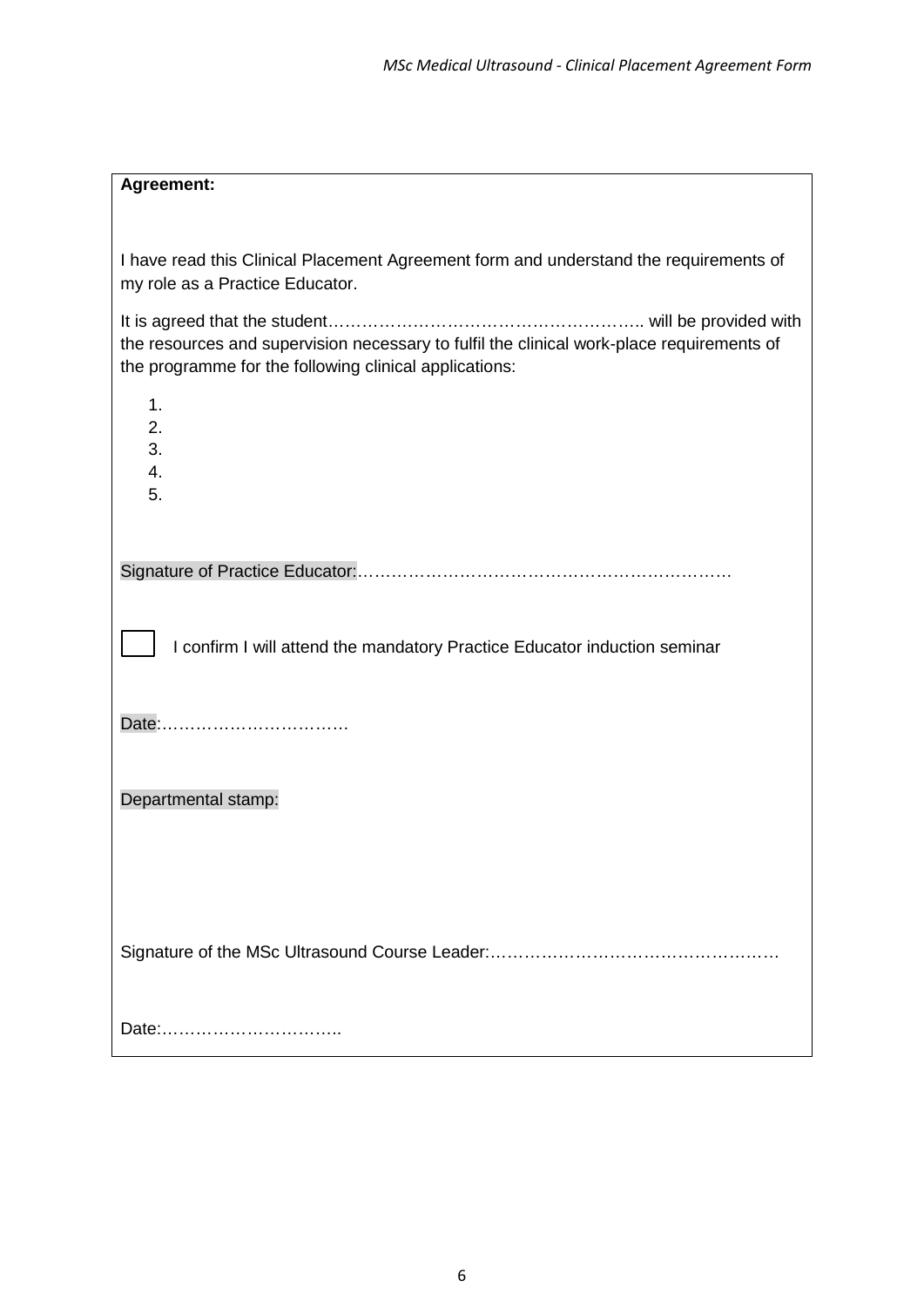**Agreement:**

I have read this Clinical Placement Agreement form and understand the requirements of my role as a Practice Educator.

It is agreed that the student……………………………………………….. will be provided with the resources and supervision necessary to fulfil the clinical work-place requirements of the programme for the following clinical applications:

1.
2.
3.
4.
5.

Signature of Practice Educator:…………………………………………………………

☐ I confirm I will attend the mandatory Practice Educator induction seminar

Date:……………………………

Departmental stamp:

Signature of the MSc Ultrasound Course Leader:……………………………………………

Date:…………………………..